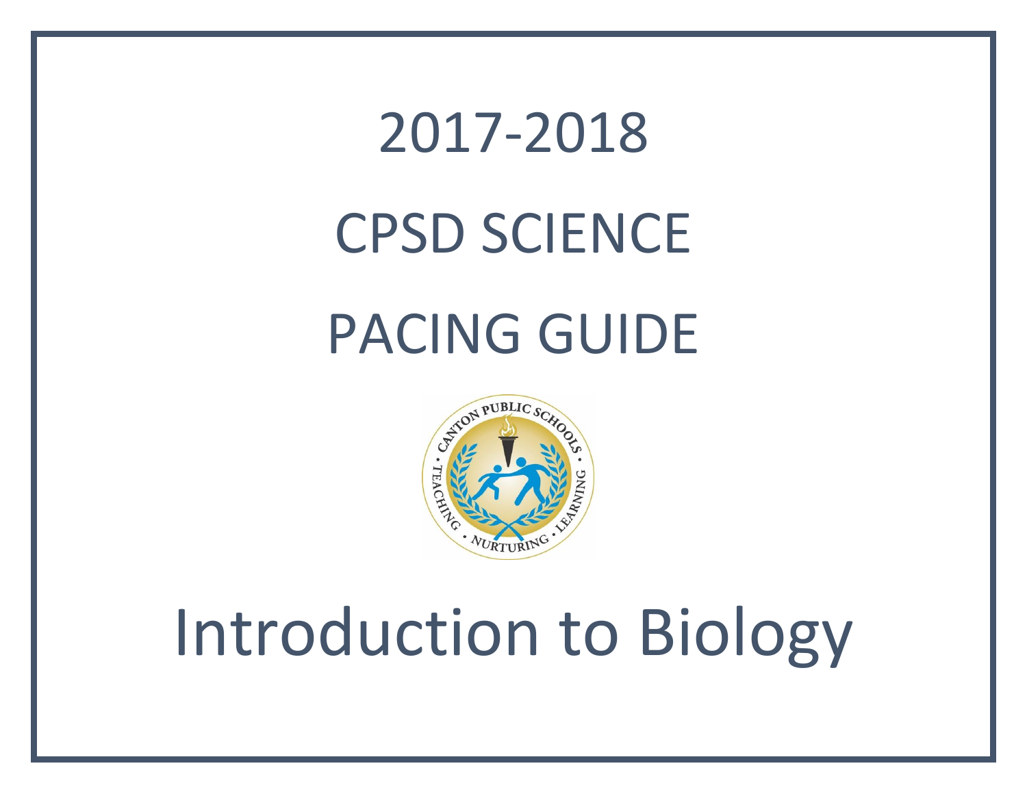# 2017-2018

# CPSD SCIENCE

# PACING GUIDE

# Introduction to Biology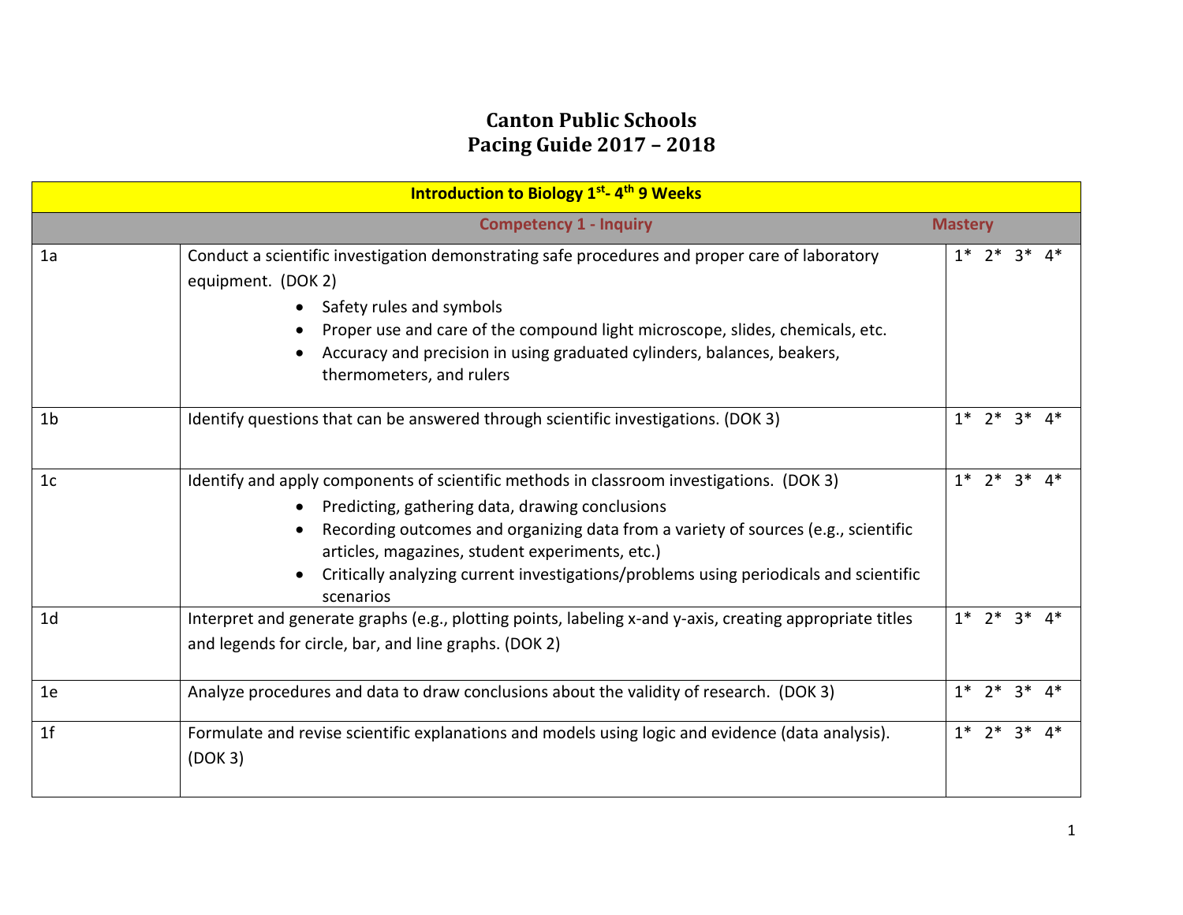# Canton Public Schools
# Pacing Guide 2017 – 2018

| Introduction to Biology 1st- 4th 9 Weeks | | |
|---|---|---|
| | **Competency 1 - Inquiry** | **Mastery** |
| 1a | Conduct a scientific investigation demonstrating safe procedures and proper care of laboratory equipment. (DOK 2)<br>• Safety rules and symbols<br>• Proper use and care of the compound light microscope, slides, chemicals, etc.<br>• Accuracy and precision in using graduated cylinders, balances, beakers, thermometers, and rulers | 1* 2* 3* 4* |
| 1b | Identify questions that can be answered through scientific investigations. (DOK 3) | 1* 2* 3* 4* |
| 1c | Identify and apply components of scientific methods in classroom investigations. (DOK 3)<br>• Predicting, gathering data, drawing conclusions<br>• Recording outcomes and organizing data from a variety of sources (e.g., scientific articles, magazines, student experiments, etc.)<br>• Critically analyzing current investigations/problems using periodicals and scientific scenarios | 1* 2* 3* 4* |
| 1d | Interpret and generate graphs (e.g., plotting points, labeling x-and y-axis, creating appropriate titles and legends for circle, bar, and line graphs. (DOK 2) | 1* 2* 3* 4* |
| 1e | Analyze procedures and data to draw conclusions about the validity of research. (DOK 3) | 1* 2* 3* 4* |
| 1f | Formulate and revise scientific explanations and models using logic and evidence (data analysis). (DOK 3) | 1* 2* 3* 4* |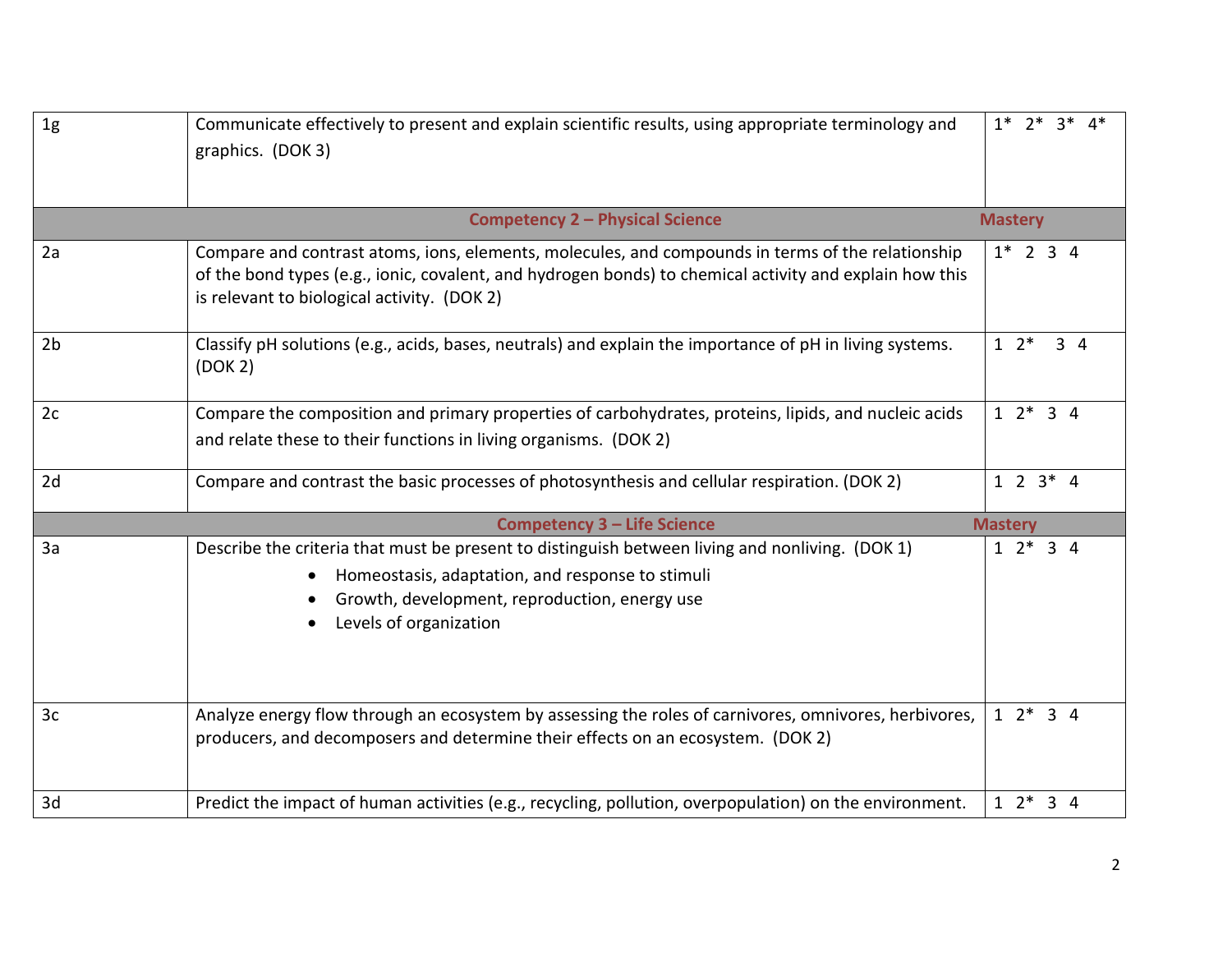| | | |
|---|---|---|
| 1g | Communicate effectively to present and explain scientific results, using appropriate terminology and graphics. (DOK 3) | 1* 2* 3* 4* |
| | **Competency 2 – Physical Science** | **Mastery** |
| 2a | Compare and contrast atoms, ions, elements, molecules, and compounds in terms of the relationship of the bond types (e.g., ionic, covalent, and hydrogen bonds) to chemical activity and explain how this is relevant to biological activity. (DOK 2) | 1* 2 3 4 |
| 2b | Classify pH solutions (e.g., acids, bases, neutrals) and explain the importance of pH in living systems. (DOK 2) | 1 2* 3 4 |
| 2c | Compare the composition and primary properties of carbohydrates, proteins, lipids, and nucleic acids and relate these to their functions in living organisms. (DOK 2) | 1 2* 3 4 |
| 2d | Compare and contrast the basic processes of photosynthesis and cellular respiration. (DOK 2) | 1 2 3* 4 |
| | **Competency 3 – Life Science** | **Mastery** |
| 3a | Describe the criteria that must be present to distinguish between living and nonliving. (DOK 1)<br>• Homeostasis, adaptation, and response to stimuli<br>• Growth, development, reproduction, energy use<br>• Levels of organization | 1 2* 3 4 |
| 3c | Analyze energy flow through an ecosystem by assessing the roles of carnivores, omnivores, herbivores, producers, and decomposers and determine their effects on an ecosystem. (DOK 2) | 1 2* 3 4 |
| 3d | Predict the impact of human activities (e.g., recycling, pollution, overpopulation) on the environment. | 1 2* 3 4 |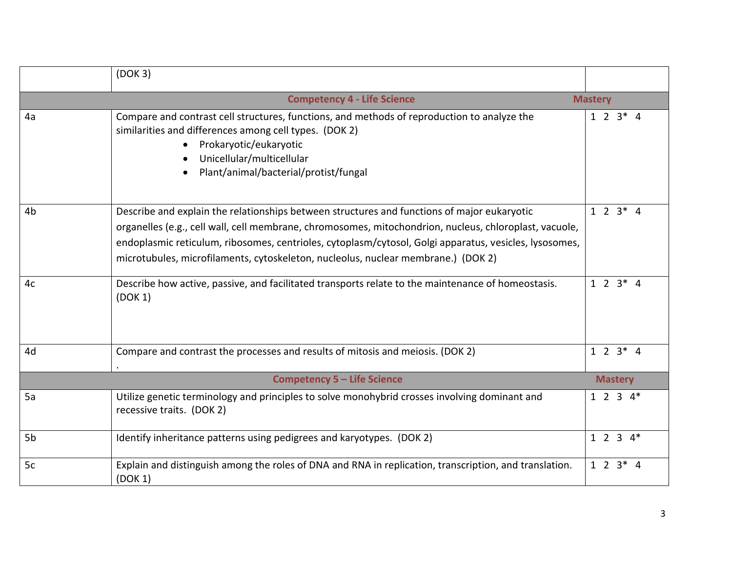| | | |
|---|---|---|
| | (DOK 3) | |
| **Competency 4 - Life Science** | | **Mastery** |
| 4a | Compare and contrast cell structures, functions, and methods of reproduction to analyze the similarities and differences among cell types. (DOK 2)<br>• Prokaryotic/eukaryotic<br>• Unicellular/multicellular<br>• Plant/animal/bacterial/protist/fungal | 1 2 3* 4 |
| 4b | Describe and explain the relationships between structures and functions of major eukaryotic organelles (e.g., cell wall, cell membrane, chromosomes, mitochondrion, nucleus, chloroplast, vacuole, endoplasmic reticulum, ribosomes, centrioles, cytoplasm/cytosol, Golgi apparatus, vesicles, lysosomes, microtubules, microfilaments, cytoskeleton, nucleolus, nuclear membrane.) (DOK 2) | 1 2 3* 4 |
| 4c | Describe how active, passive, and facilitated transports relate to the maintenance of homeostasis. (DOK 1) | 1 2 3* 4 |
| 4d | Compare and contrast the processes and results of mitosis and meiosis. (DOK 2)<br>. | 1 2 3* 4 |
| **Competency 5 – Life Science** | | **Mastery** |
| 5a | Utilize genetic terminology and principles to solve monohybrid crosses involving dominant and recessive traits. (DOK 2) | 1 2 3 4* |
| 5b | Identify inheritance patterns using pedigrees and karyotypes. (DOK 2) | 1 2 3 4* |
| 5c | Explain and distinguish among the roles of DNA and RNA in replication, transcription, and translation. (DOK 1) | 1 2 3* 4 |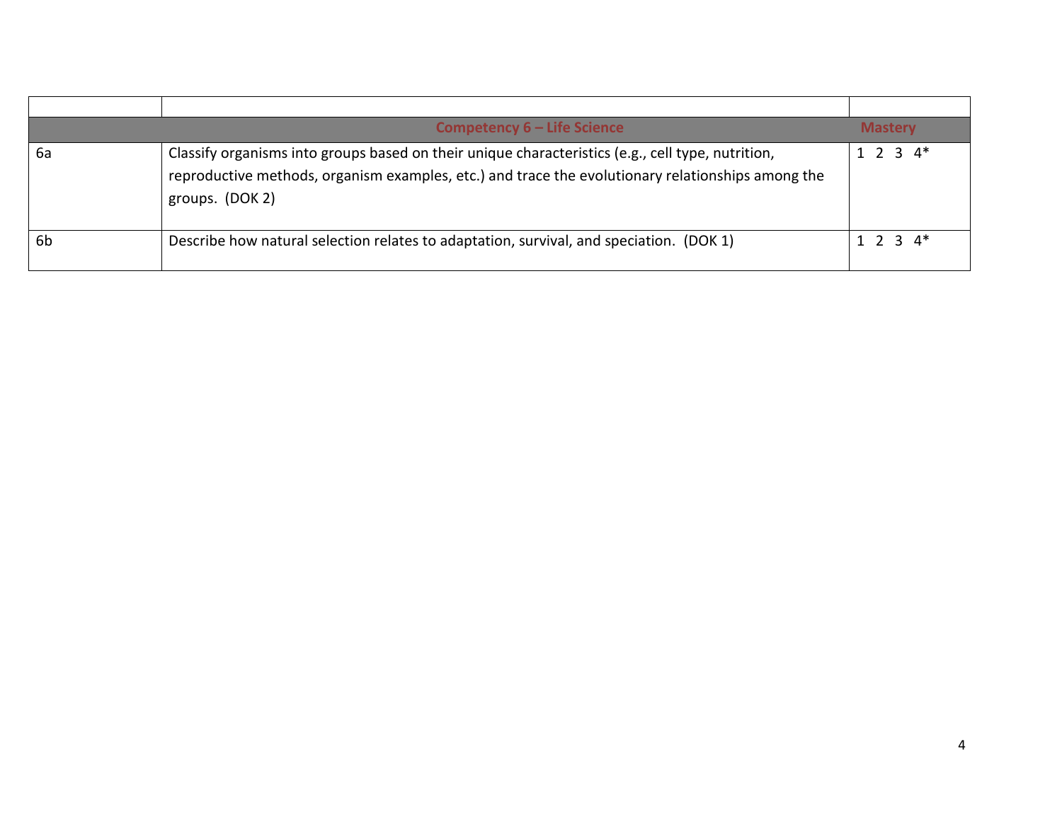| | | |
|---|---|---|
| | **Competency 6 – Life Science** | **Mastery** |
| 6a | Classify organisms into groups based on their unique characteristics (e.g., cell type, nutrition, reproductive methods, organism examples, etc.) and trace the evolutionary relationships among the groups. (DOK 2) | 1 2 3 4* |
| 6b | Describe how natural selection relates to adaptation, survival, and speciation. (DOK 1) | 1 2 3 4* |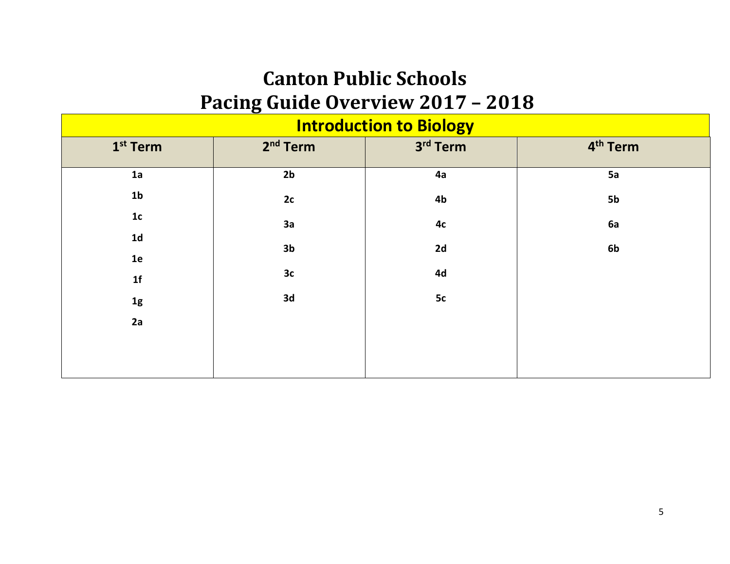# Canton Public Schools
# Pacing Guide Overview 2017 – 2018

| Introduction to Biology | | | |
|---|---|---|---|
| 1st Term | 2nd Term | 3rd Term | 4th Term |
| 1a | 2b | 4a | 5a |
| 1b | 2c | 4b | 5b |
| 1c | 3a | 4c | 6a |
| 1d | 3b | 2d | 6b |
| 1e | 3c | 4d | |
| 1f | 3d | 5c | |
| 1g | | | |
| 2a | | | |